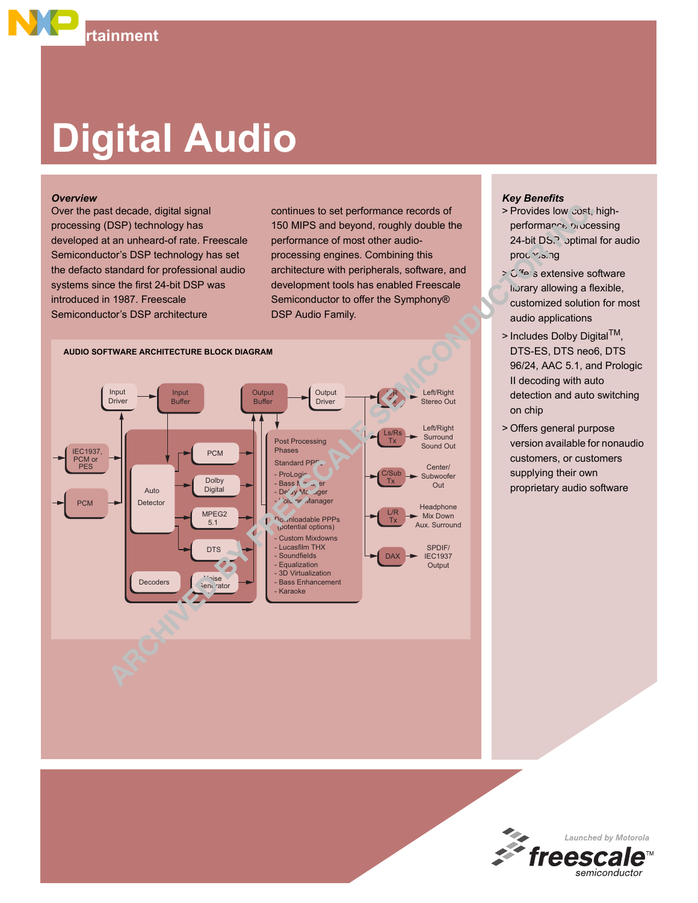# Digital Audio

### *Overview*

Over the past decade, digital signal processing (DSP) technology has developed at an unheard-of rate. Freescale Semiconductor's DSP technology has set the defacto standard for professional audio systems since the first 24-bit DSP was introduced in 1987. Freescale Semiconductor's DSP architecture continues to set performance records of 150 MIPS and beyond, roughly double the performance of most other audio-processing engines. Combining this architecture with peripherals, software, and development tools has enabled Freescale Semiconductor to offer the Symphony® DSP Audio Family.

**AUDIO SOFTWARE ARCHITECTURE BLOCK DIAGRAM**

Input Driver → Input Buffer → Output Buffer → Output Driver

Inputs: IEC1937, PCM or PES; PCM

Decoders: Auto Detector; PCM; Dolby Digital; MPEG2 5.1; DTS; Noise Generator

Post Processing Phases
Standard PPPs
- ProLogic
- Bass Manager
- Delay Manager
- Volume Manager

Downloadable PPPs (potential options)
- Custom Mixdowns
- Lucasfilm THX
- Soundfields
- Equalization
- 3D Virtualization
- Bass Enhancement
- Karaoke

Outputs:
- L/R Tx → Left/Right Stereo Out
- Ls/Rs Tx → Left/Right Surround Sound Out
- C/Sub Tx → Center/Subwoofer Out
- L/R Tx → Headphone Mix Down Aux. Surround
- DAX → SPDIF/IEC1937 Output

### *Key Benefits*

- Provides low cost, high-performance processing 24-bit DSP optimal for audio processing
- Offers extensive software library allowing a flexible, customized solution for most audio applications
- Includes Dolby Digital™, DTS-ES, DTS neo6, DTS 96/24, AAC 5.1, and Prologic II decoding with auto detection and auto switching on chip
- Offers general purpose version available for nonaudio customers, or customers supplying their own proprietary audio software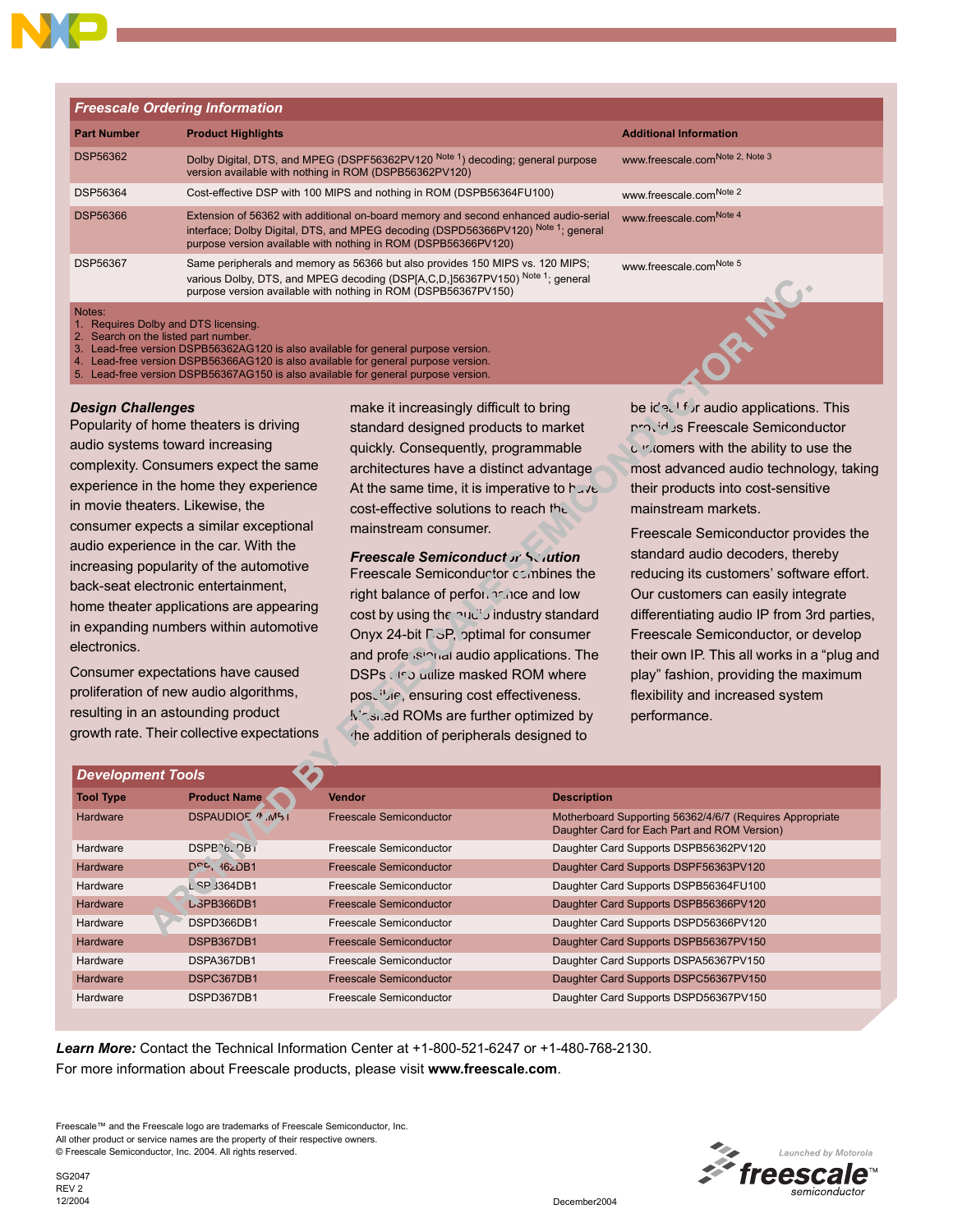## Freescale Ordering Information

| Part Number | Product Highlights | Additional Information |
|---|---|---|
| DSP56362 | Dolby Digital, DTS, and MPEG (DSPF56362PV120 Note 1) decoding; general purpose version available with nothing in ROM (DSPB56362PV120) | www.freescale.com Note 2, Note 3 |
| DSP56364 | Cost-effective DSP with 100 MIPS and nothing in ROM (DSPB56364FU100) | www.freescale.com Note 2 |
| DSP56366 | Extension of 56362 with additional on-board memory and second enhanced audio-serial interface; Dolby Digital, DTS, and MPEG decoding (DSPD56366PV120) Note 1; general purpose version available with nothing in ROM (DSPB56366PV120) | www.freescale.com Note 4 |
| DSP56367 | Same peripherals and memory as 56366 but also provides 150 MIPS vs. 120 MIPS; various Dolby, DTS, and MPEG decoding (DSP[A,C,D,]56367PV150) Note 1; general purpose version available with nothing in ROM (DSPB56367PV150) | www.freescale.com Note 5 |

Notes:
1. Requires Dolby and DTS licensing.
2. Search on the listed part number.
3. Lead-free version DSPB56362AG120 is also available for general purpose version.
4. Lead-free version DSPB56366AG120 is also available for general purpose version.
5. Lead-free version DSPB56367AG150 is also available for general purpose version.

### Design Challenges

Popularity of home theaters is driving audio systems toward increasing complexity. Consumers expect the same experience in the home they experience in movie theaters. Likewise, the consumer expects a similar exceptional audio experience in the car. With the increasing popularity of the automotive back-seat electronic entertainment, home theater applications are appearing in expanding numbers within automotive electronics.

Consumer expectations have caused proliferation of new audio algorithms, resulting in an astounding product growth rate. Their collective expectations make it increasingly difficult to bring standard designed products to market quickly. Consequently, programmable architectures have a distinct advantage. At the same time, it is imperative to have cost-effective solutions to reach the mainstream consumer.

### Freescale Semiconductor Solution

Freescale Semiconductor combines the right balance of performance and low cost by using the audio industry standard Onyx 24-bit DSP, optimal for consumer and professional audio applications. The DSPs also utilize masked ROM where possible, ensuring cost effectiveness. Masked ROMs are further optimized by the addition of peripherals designed to be ideal for audio applications. This provides Freescale Semiconductor customers with the ability to use the most advanced audio technology, taking their products into cost-sensitive mainstream markets.

Freescale Semiconductor provides the standard audio decoders, thereby reducing its customers' software effort. Our customers can easily integrate differentiating audio IP from 3rd parties, Freescale Semiconductor, or develop their own IP. This all works in a "plug and play" fashion, providing the maximum flexibility and increased system performance.

## Development Tools

| Tool Type | Product Name | Vendor | Description |
|---|---|---|---|
| Hardware | DSPAUDIOEVMS1 | Freescale Semiconductor | Motherboard Supporting 56362/4/6/7 (Requires Appropriate Daughter Card for Each Part and ROM Version) |
| Hardware | DSPB362DB1 | Freescale Semiconductor | Daughter Card Supports DSPB56362PV120 |
| Hardware | DSPF362DB1 | Freescale Semiconductor | Daughter Card Supports DSPF56363PV120 |
| Hardware | DSPB364DB1 | Freescale Semiconductor | Daughter Card Supports DSPB56364FU100 |
| Hardware | DSPB366DB1 | Freescale Semiconductor | Daughter Card Supports DSPB56366PV120 |
| Hardware | DSPD366DB1 | Freescale Semiconductor | Daughter Card Supports DSPD56366PV120 |
| Hardware | DSPB367DB1 | Freescale Semiconductor | Daughter Card Supports DSPB56367PV150 |
| Hardware | DSPA367DB1 | Freescale Semiconductor | Daughter Card Supports DSPA56367PV150 |
| Hardware | DSPC367DB1 | Freescale Semiconductor | Daughter Card Supports DSPC56367PV150 |
| Hardware | DSPD367DB1 | Freescale Semiconductor | Daughter Card Supports DSPD56367PV150 |

***Learn More:*** Contact the Technical Information Center at +1-800-521-6247 or +1-480-768-2130.
For more information about Freescale products, please visit **www.freescale.com**.

Freescale™ and the Freescale logo are trademarks of Freescale Semiconductor, Inc.
All other product or service names are the property of their respective owners.
© Freescale Semiconductor, Inc. 2004. All rights reserved.

SG2047
REV 2
12/2004

December2004